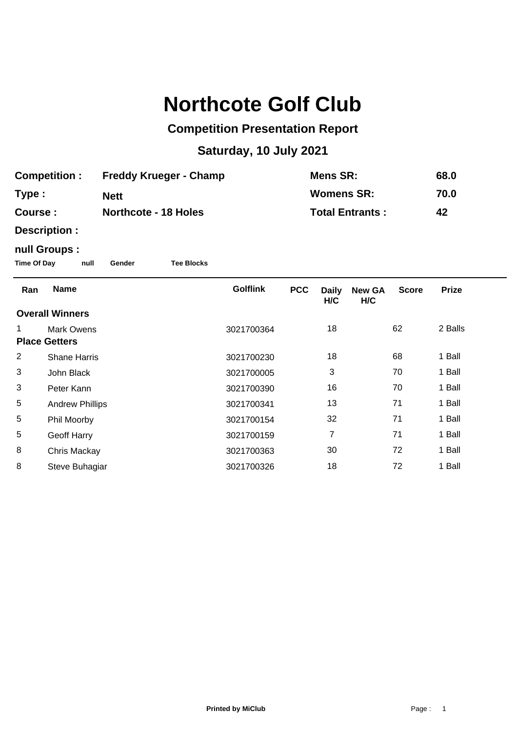# Northcote Golf Club

## Competition Presentation Report

## Saturday, 10 July 2021

| | | | |
|---|---|---|---|
| **Competition :** | **Freddy Krueger - Champ** | **Mens SR:** | **68.0** |
| **Type :** | **Nett** | **Womens SR:** | **70.0** |
| **Course :** | **Northcote - 18 Holes** | **Total Entrants :** | **42** |
| **Description :** | | | |

**null Groups :**

**Time Of Day** **null** **Gender** **Tee Blocks**

| Ran | Name | Golflink | PCC | Daily H/C | New GA H/C | Score | Prize |
|---|---|---|---|---|---|---|---|
| **Overall Winners** | | | | | | | |
| 1 | Mark Owens | 3021700364 | | 18 | | 62 | 2 Balls |
| **Place Getters** | | | | | | | |
| 2 | Shane Harris | 3021700230 | | 18 | | 68 | 1 Ball |
| 3 | John Black | 3021700005 | | 3 | | 70 | 1 Ball |
| 3 | Peter Kann | 3021700390 | | 16 | | 70 | 1 Ball |
| 5 | Andrew Phillips | 3021700341 | | 13 | | 71 | 1 Ball |
| 5 | Phil Moorby | 3021700154 | | 32 | | 71 | 1 Ball |
| 5 | Geoff Harry | 3021700159 | | 7 | | 71 | 1 Ball |
| 8 | Chris Mackay | 3021700363 | | 30 | | 72 | 1 Ball |
| 8 | Steve Buhagiar | 3021700326 | | 18 | | 72 | 1 Ball |

**Printed by MiClub**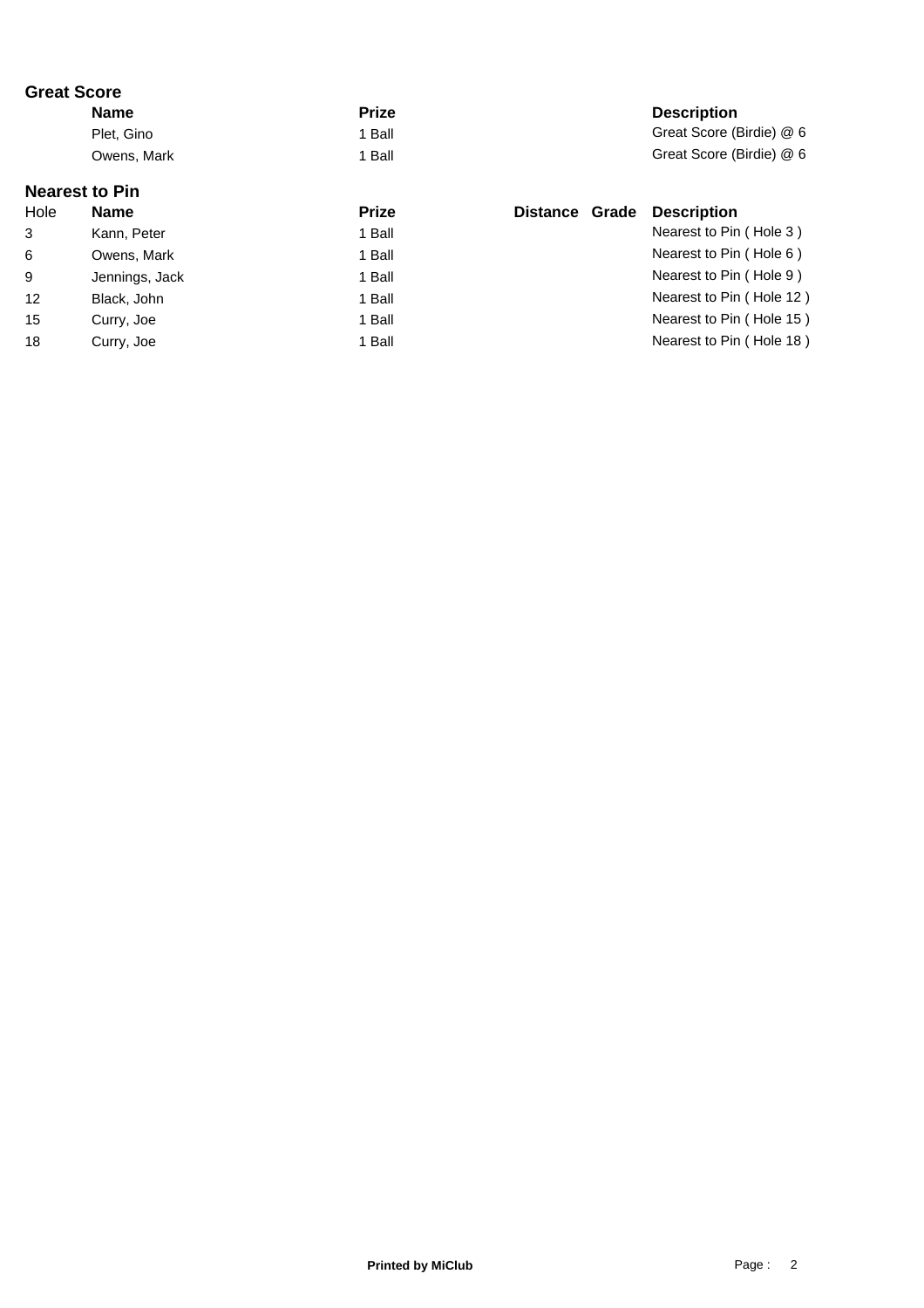## Great Score

| Name | Prize | Description |
| --- | --- | --- |
| Plet, Gino | 1 Ball | Great Score (Birdie) @ 6 |
| Owens, Mark | 1 Ball | Great Score (Birdie) @ 6 |

## Nearest to Pin

| Hole | Name | Prize | Distance | Grade | Description |
| --- | --- | --- | --- | --- | --- |
| 3 | Kann, Peter | 1 Ball | | | Nearest to Pin ( Hole 3 ) |
| 6 | Owens, Mark | 1 Ball | | | Nearest to Pin ( Hole 6 ) |
| 9 | Jennings, Jack | 1 Ball | | | Nearest to Pin ( Hole 9 ) |
| 12 | Black, John | 1 Ball | | | Nearest to Pin ( Hole 12 ) |
| 15 | Curry, Joe | 1 Ball | | | Nearest to Pin ( Hole 15 ) |
| 18 | Curry, Joe | 1 Ball | | | Nearest to Pin ( Hole 18 ) |

**Printed by MiClub**